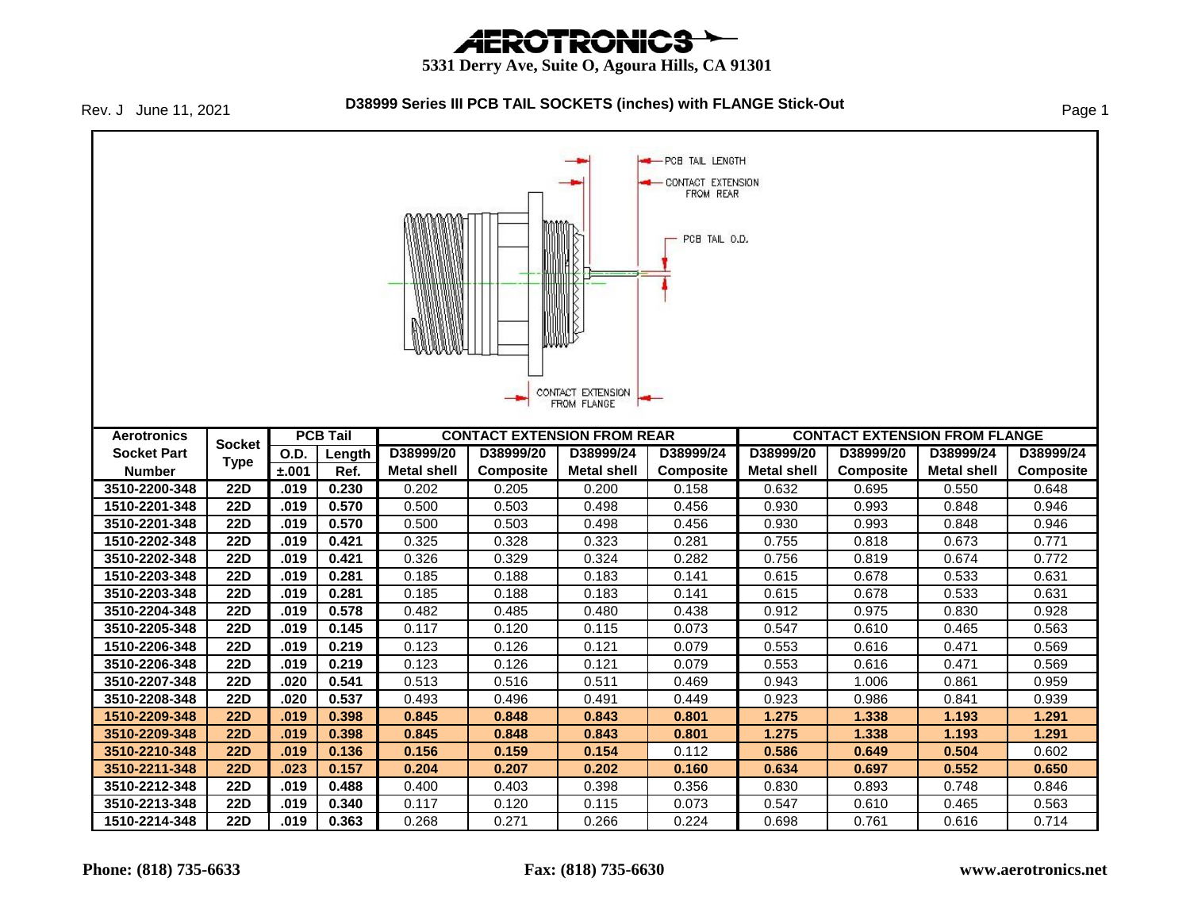# AEROTRONICS

**5331 Derry Ave, Suite O, Agoura Hills, CA 91301**

Rev. J June 11, 2021

## D38999 Series III PCB TAIL SOCKETS (inches) with FLANGE Stick-Out

PCB TAIL LENGTH

CONTACT EXTENSION FROM REAR

PCB TAIL O.D.

CONTACT EXTENSION FROM FLANGE

| Aerotronics Socket Part Number | Socket Type | PCB Tail | | CONTACT EXTENSION FROM REAR | | | | CONTACT EXTENSION FROM FLANGE | | | |
|---|---|---|---|---|---|---|---|---|---|---|---|
| | | O.D. ±.001 | Length Ref. | D38999/20 Metal shell | D38999/20 Composite | D38999/24 Metal shell | D38999/24 Composite | D38999/20 Metal shell | D38999/20 Composite | D38999/24 Metal shell | D38999/24 Composite |
| 3510-2200-348 | 22D | .019 | 0.230 | 0.202 | 0.205 | 0.200 | 0.158 | 0.632 | 0.695 | 0.550 | 0.648 |
| 1510-2201-348 | 22D | .019 | 0.570 | 0.500 | 0.503 | 0.498 | 0.456 | 0.930 | 0.993 | 0.848 | 0.946 |
| 3510-2201-348 | 22D | .019 | 0.570 | 0.500 | 0.503 | 0.498 | 0.456 | 0.930 | 0.993 | 0.848 | 0.946 |
| 1510-2202-348 | 22D | .019 | 0.421 | 0.325 | 0.328 | 0.323 | 0.281 | 0.755 | 0.818 | 0.673 | 0.771 |
| 3510-2202-348 | 22D | .019 | 0.421 | 0.326 | 0.329 | 0.324 | 0.282 | 0.756 | 0.819 | 0.674 | 0.772 |
| 1510-2203-348 | 22D | .019 | 0.281 | 0.185 | 0.188 | 0.183 | 0.141 | 0.615 | 0.678 | 0.533 | 0.631 |
| 3510-2203-348 | 22D | .019 | 0.281 | 0.185 | 0.188 | 0.183 | 0.141 | 0.615 | 0.678 | 0.533 | 0.631 |
| 3510-2204-348 | 22D | .019 | 0.578 | 0.482 | 0.485 | 0.480 | 0.438 | 0.912 | 0.975 | 0.830 | 0.928 |
| 3510-2205-348 | 22D | .019 | 0.145 | 0.117 | 0.120 | 0.115 | 0.073 | 0.547 | 0.610 | 0.465 | 0.563 |
| 1510-2206-348 | 22D | .019 | 0.219 | 0.123 | 0.126 | 0.121 | 0.079 | 0.553 | 0.616 | 0.471 | 0.569 |
| 3510-2206-348 | 22D | .019 | 0.219 | 0.123 | 0.126 | 0.121 | 0.079 | 0.553 | 0.616 | 0.471 | 0.569 |
| 3510-2207-348 | 22D | .020 | 0.541 | 0.513 | 0.516 | 0.511 | 0.469 | 0.943 | 1.006 | 0.861 | 0.959 |
| 3510-2208-348 | 22D | .020 | 0.537 | 0.493 | 0.496 | 0.491 | 0.449 | 0.923 | 0.986 | 0.841 | 0.939 |
| **1510-2209-348** | **22D** | **.019** | **0.398** | **0.845** | **0.848** | **0.843** | **0.801** | **1.275** | **1.338** | **1.193** | **1.291** |
| **3510-2209-348** | **22D** | **.019** | **0.398** | **0.845** | **0.848** | **0.843** | **0.801** | **1.275** | **1.338** | **1.193** | **1.291** |
| **3510-2210-348** | **22D** | **.019** | **0.136** | **0.156** | **0.159** | **0.154** | 0.112 | **0.586** | **0.649** | **0.504** | 0.602 |
| **3510-2211-348** | **22D** | **.023** | **0.157** | **0.204** | **0.207** | **0.202** | **0.160** | **0.634** | **0.697** | **0.552** | **0.650** |
| 3510-2212-348 | 22D | .019 | 0.488 | 0.400 | 0.403 | 0.398 | 0.356 | 0.830 | 0.893 | 0.748 | 0.846 |
| 3510-2213-348 | 22D | .019 | 0.340 | 0.117 | 0.120 | 0.115 | 0.073 | 0.547 | 0.610 | 0.465 | 0.563 |
| 1510-2214-348 | 22D | .019 | 0.363 | 0.268 | 0.271 | 0.266 | 0.224 | 0.698 | 0.761 | 0.616 | 0.714 |

**Phone: (818) 735-6633** **Fax: (818) 735-6630** **www.aerotronics.net**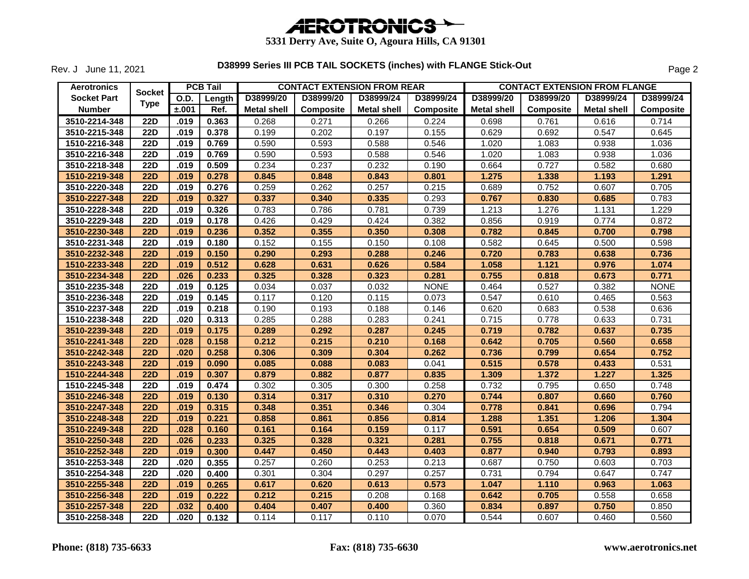# AEROTRONICS

**5331 Derry Ave, Suite O, Agoura Hills, CA 91301**

Rev. J June 11, 2021

## D38999 Series III PCB TAIL SOCKETS (inches) with FLANGE Stick-Out

| Aerotronics | Socket | PCB Tail | | CONTACT EXTENSION FROM REAR | | | | CONTACT EXTENSION FROM FLANGE | | | |
|---|---|---|---|---|---|---|---|---|---|---|---|
| Socket Part | Type | O.D. | Length | D38999/20 | D38999/20 | D38999/24 | D38999/24 | D38999/20 | D38999/20 | D38999/24 | D38999/24 |
| Number | | ±.001 | Ref. | Metal shell | Composite | Metal shell | Composite | Metal shell | Composite | Metal shell | Composite |
| 3510-2214-348 | 22D | .019 | 0.363 | 0.268 | 0.271 | 0.266 | 0.224 | 0.698 | 0.761 | 0.616 | 0.714 |
| 3510-2215-348 | 22D | .019 | 0.378 | 0.199 | 0.202 | 0.197 | 0.155 | 0.629 | 0.692 | 0.547 | 0.645 |
| 1510-2216-348 | 22D | .019 | 0.769 | 0.590 | 0.593 | 0.588 | 0.546 | 1.020 | 1.083 | 0.938 | 1.036 |
| 3510-2216-348 | 22D | .019 | 0.769 | 0.590 | 0.593 | 0.588 | 0.546 | 1.020 | 1.083 | 0.938 | 1.036 |
| 3510-2218-348 | 22D | .019 | 0.509 | 0.234 | 0.237 | 0.232 | 0.190 | 0.664 | 0.727 | 0.582 | 0.680 |
| **1510-2219-348** | **22D** | **.019** | **0.278** | **0.845** | **0.848** | **0.843** | **0.801** | **1.275** | **1.338** | **1.193** | **1.291** |
| 3510-2220-348 | 22D | .019 | 0.276 | 0.259 | 0.262 | 0.257 | 0.215 | 0.689 | 0.752 | 0.607 | 0.705 |
| **3510-2227-348** | **22D** | **.019** | **0.327** | **0.337** | **0.340** | **0.335** | 0.293 | **0.767** | **0.830** | **0.685** | 0.783 |
| 3510-2228-348 | 22D | .019 | 0.326 | 0.783 | 0.786 | 0.781 | 0.739 | 1.213 | 1.276 | 1.131 | 1.229 |
| 3510-2229-348 | 22D | .019 | 0.178 | 0.426 | 0.429 | 0.424 | 0.382 | 0.856 | 0.919 | 0.774 | 0.872 |
| **3510-2230-348** | **22D** | **.019** | **0.236** | **0.352** | **0.355** | **0.350** | **0.308** | **0.782** | **0.845** | **0.700** | **0.798** |
| 3510-2231-348 | 22D | .019 | 0.180 | 0.152 | 0.155 | 0.150 | 0.108 | 0.582 | 0.645 | 0.500 | 0.598 |
| **3510-2232-348** | **22D** | **.019** | **0.150** | **0.290** | **0.293** | **0.288** | **0.246** | **0.720** | **0.783** | **0.638** | **0.736** |
| **1510-2233-348** | **22D** | **.019** | **0.512** | **0.628** | **0.631** | **0.626** | **0.584** | **1.058** | **1.121** | **0.976** | **1.074** |
| **3510-2234-348** | **22D** | **.026** | **0.233** | **0.325** | **0.328** | **0.323** | **0.281** | **0.755** | **0.818** | **0.673** | **0.771** |
| 3510-2235-348 | 22D | .019 | 0.125 | 0.034 | 0.037 | 0.032 | NONE | 0.464 | 0.527 | 0.382 | NONE |
| 3510-2236-348 | 22D | .019 | 0.145 | 0.117 | 0.120 | 0.115 | 0.073 | 0.547 | 0.610 | 0.465 | 0.563 |
| 3510-2237-348 | 22D | .019 | 0.218 | 0.190 | 0.193 | 0.188 | 0.146 | 0.620 | 0.683 | 0.538 | 0.636 |
| 1510-2238-348 | 22D | .020 | 0.313 | 0.285 | 0.288 | 0.283 | 0.241 | 0.715 | 0.778 | 0.633 | 0.731 |
| **3510-2239-348** | **22D** | **.019** | **0.175** | **0.289** | **0.292** | **0.287** | **0.245** | **0.719** | **0.782** | **0.637** | **0.735** |
| **3510-2241-348** | **22D** | **.028** | **0.158** | **0.212** | **0.215** | **0.210** | **0.168** | **0.642** | **0.705** | **0.560** | **0.658** |
| **3510-2242-348** | **22D** | **.020** | **0.258** | **0.306** | **0.309** | **0.304** | **0.262** | **0.736** | **0.799** | **0.654** | **0.752** |
| **3510-2243-348** | **22D** | **.019** | **0.090** | **0.085** | **0.088** | **0.083** | 0.041 | **0.515** | **0.578** | **0.433** | 0.531 |
| **1510-2244-348** | **22D** | **.019** | **0.307** | **0.879** | **0.882** | **0.877** | **0.835** | **1.309** | **1.372** | **1.227** | **1.325** |
| 1510-2245-348 | 22D | .019 | 0.474 | 0.302 | 0.305 | 0.300 | 0.258 | 0.732 | 0.795 | 0.650 | 0.748 |
| **3510-2246-348** | **22D** | **.019** | **0.130** | **0.314** | **0.317** | **0.310** | **0.270** | **0.744** | **0.807** | **0.660** | **0.760** |
| **3510-2247-348** | **22D** | **.019** | **0.315** | **0.348** | **0.351** | **0.346** | 0.304 | **0.778** | **0.841** | **0.696** | 0.794 |
| **3510-2248-348** | **22D** | **.019** | **0.221** | **0.858** | **0.861** | **0.856** | **0.814** | **1.288** | **1.351** | **1.206** | **1.304** |
| **3510-2249-348** | **22D** | **.028** | **0.160** | **0.161** | **0.164** | **0.159** | 0.117 | **0.591** | **0.654** | **0.509** | 0.607 |
| **3510-2250-348** | **22D** | **.026** | **0.233** | **0.325** | **0.328** | **0.321** | **0.281** | **0.755** | **0.818** | **0.671** | **0.771** |
| **3510-2252-348** | **22D** | **.019** | **0.300** | **0.447** | **0.450** | **0.443** | **0.403** | **0.877** | **0.940** | **0.793** | **0.893** |
| 3510-2253-348 | 22D | .020 | 0.355 | 0.257 | 0.260 | 0.253 | 0.213 | 0.687 | 0.750 | 0.603 | 0.703 |
| 3510-2254-348 | 22D | .020 | 0.400 | 0.301 | 0.304 | 0.297 | 0.257 | 0.731 | 0.794 | 0.647 | 0.747 |
| **3510-2255-348** | **22D** | **.019** | **0.265** | **0.617** | **0.620** | **0.613** | **0.573** | **1.047** | **1.110** | **0.963** | **1.063** |
| **3510-2256-348** | **22D** | **.019** | **0.222** | **0.212** | **0.215** | 0.208 | 0.168 | **0.642** | **0.705** | 0.558 | 0.658 |
| **3510-2257-348** | **22D** | **.032** | **0.400** | **0.404** | **0.407** | **0.400** | 0.360 | **0.834** | **0.897** | **0.750** | 0.850 |
| 3510-2258-348 | 22D | .020 | 0.132 | 0.114 | 0.117 | 0.110 | 0.070 | 0.544 | 0.607 | 0.460 | 0.560 |

**Phone: (818) 735-6633** | **Fax: (818) 735-6630** | **www.aerotronics.net**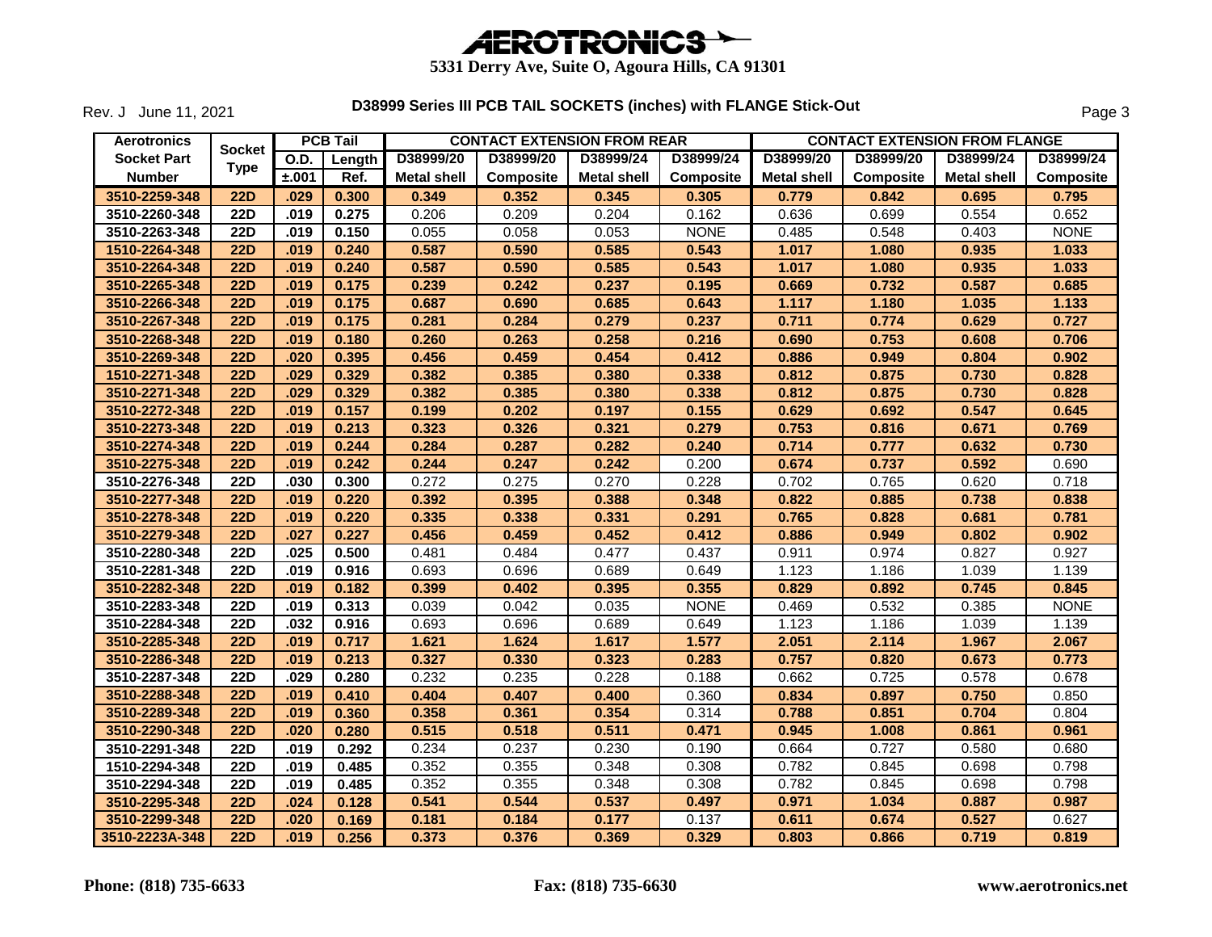# AEROTRONICS

**5331 Derry Ave, Suite O, Agoura Hills, CA 91301**

Rev. J June 11, 2021

**D38999 Series III PCB TAIL SOCKETS (inches) with FLANGE Stick-Out**

| Aerotronics Socket Part Number | Socket Type | PCB Tail | | CONTACT EXTENSION FROM REAR | | | | CONTACT EXTENSION FROM FLANGE | | | |
|---|---|---|---|---|---|---|---|---|---|---|---|
| | | O.D. ±.001 | Length Ref. | D38999/20 Metal shell | D38999/20 Composite | D38999/24 Metal shell | D38999/24 Composite | D38999/20 Metal shell | D38999/20 Composite | D38999/24 Metal shell | D38999/24 Composite |
| **3510-2259-348** | **22D** | **.029** | **0.300** | **0.349** | **0.352** | **0.345** | **0.305** | **0.779** | **0.842** | **0.695** | **0.795** |
| 3510-2260-348 | 22D | .019 | 0.275 | 0.206 | 0.209 | 0.204 | 0.162 | 0.636 | 0.699 | 0.554 | 0.652 |
| 3510-2263-348 | 22D | .019 | 0.150 | 0.055 | 0.058 | 0.053 | NONE | 0.485 | 0.548 | 0.403 | NONE |
| **1510-2264-348** | **22D** | **.019** | **0.240** | **0.587** | **0.590** | **0.585** | **0.543** | **1.017** | **1.080** | **0.935** | **1.033** |
| **3510-2264-348** | **22D** | **.019** | **0.240** | **0.587** | **0.590** | **0.585** | **0.543** | **1.017** | **1.080** | **0.935** | **1.033** |
| **3510-2265-348** | **22D** | **.019** | **0.175** | **0.239** | **0.242** | **0.237** | **0.195** | **0.669** | **0.732** | **0.587** | **0.685** |
| **3510-2266-348** | **22D** | **.019** | **0.175** | **0.687** | **0.690** | **0.685** | **0.643** | **1.117** | **1.180** | **1.035** | **1.133** |
| **3510-2267-348** | **22D** | **.019** | **0.175** | **0.281** | **0.284** | **0.279** | **0.237** | **0.711** | **0.774** | **0.629** | **0.727** |
| **3510-2268-348** | **22D** | **.019** | **0.180** | **0.260** | **0.263** | **0.258** | **0.216** | **0.690** | **0.753** | **0.608** | **0.706** |
| **3510-2269-348** | **22D** | **.020** | **0.395** | **0.456** | **0.459** | **0.454** | **0.412** | **0.886** | **0.949** | **0.804** | **0.902** |
| **1510-2271-348** | **22D** | **.029** | **0.329** | **0.382** | **0.385** | **0.380** | **0.338** | **0.812** | **0.875** | **0.730** | **0.828** |
| **3510-2271-348** | **22D** | **.029** | **0.329** | **0.382** | **0.385** | **0.380** | **0.338** | **0.812** | **0.875** | **0.730** | **0.828** |
| **3510-2272-348** | **22D** | **.019** | **0.157** | **0.199** | **0.202** | **0.197** | **0.155** | **0.629** | **0.692** | **0.547** | **0.645** |
| **3510-2273-348** | **22D** | **.019** | **0.213** | **0.323** | **0.326** | **0.321** | **0.279** | **0.753** | **0.816** | **0.671** | **0.769** |
| **3510-2274-348** | **22D** | **.019** | **0.244** | **0.284** | **0.287** | **0.282** | **0.240** | **0.714** | **0.777** | **0.632** | **0.730** |
| **3510-2275-348** | **22D** | **.019** | **0.242** | **0.244** | **0.247** | **0.242** | 0.200 | **0.674** | **0.737** | **0.592** | 0.690 |
| 3510-2276-348 | 22D | .030 | 0.300 | 0.272 | 0.275 | 0.270 | 0.228 | 0.702 | 0.765 | 0.620 | 0.718 |
| **3510-2277-348** | **22D** | **.019** | **0.220** | **0.392** | **0.395** | **0.388** | **0.348** | **0.822** | **0.885** | **0.738** | **0.838** |
| **3510-2278-348** | **22D** | **.019** | **0.220** | **0.335** | **0.338** | **0.331** | **0.291** | **0.765** | **0.828** | **0.681** | **0.781** |
| **3510-2279-348** | **22D** | **.027** | **0.227** | **0.456** | **0.459** | **0.452** | **0.412** | **0.886** | **0.949** | **0.802** | **0.902** |
| 3510-2280-348 | 22D | .025 | 0.500 | 0.481 | 0.484 | 0.477 | 0.437 | 0.911 | 0.974 | 0.827 | 0.927 |
| 3510-2281-348 | 22D | .019 | 0.916 | 0.693 | 0.696 | 0.689 | 0.649 | 1.123 | 1.186 | 1.039 | 1.139 |
| **3510-2282-348** | **22D** | **.019** | **0.182** | **0.399** | **0.402** | **0.395** | **0.355** | **0.829** | **0.892** | **0.745** | **0.845** |
| 3510-2283-348 | 22D | .019 | 0.313 | 0.039 | 0.042 | 0.035 | NONE | 0.469 | 0.532 | 0.385 | NONE |
| 3510-2284-348 | 22D | .032 | 0.916 | 0.693 | 0.696 | 0.689 | 0.649 | 1.123 | 1.186 | 1.039 | 1.139 |
| **3510-2285-348** | **22D** | **.019** | **0.717** | **1.621** | **1.624** | **1.617** | **1.577** | **2.051** | **2.114** | **1.967** | **2.067** |
| **3510-2286-348** | **22D** | **.019** | **0.213** | **0.327** | **0.330** | **0.323** | **0.283** | **0.757** | **0.820** | **0.673** | **0.773** |
| 3510-2287-348 | 22D | .029 | 0.280 | 0.232 | 0.235 | 0.228 | 0.188 | 0.662 | 0.725 | 0.578 | 0.678 |
| **3510-2288-348** | **22D** | **.019** | **0.410** | **0.404** | **0.407** | **0.400** | 0.360 | **0.834** | **0.897** | **0.750** | 0.850 |
| **3510-2289-348** | **22D** | **.019** | **0.360** | **0.358** | **0.361** | **0.354** | 0.314 | **0.788** | **0.851** | **0.704** | 0.804 |
| **3510-2290-348** | **22D** | **.020** | **0.280** | **0.515** | **0.518** | **0.511** | **0.471** | **0.945** | **1.008** | **0.861** | **0.961** |
| 3510-2291-348 | 22D | .019 | 0.292 | 0.234 | 0.237 | 0.230 | 0.190 | 0.664 | 0.727 | 0.580 | 0.680 |
| 1510-2294-348 | 22D | .019 | 0.485 | 0.352 | 0.355 | 0.348 | 0.308 | 0.782 | 0.845 | 0.698 | 0.798 |
| 3510-2294-348 | 22D | .019 | 0.485 | 0.352 | 0.355 | 0.348 | 0.308 | 0.782 | 0.845 | 0.698 | 0.798 |
| **3510-2295-348** | **22D** | **.024** | **0.128** | **0.541** | **0.544** | **0.537** | **0.497** | **0.971** | **1.034** | **0.887** | **0.987** |
| **3510-2299-348** | **22D** | **.020** | **0.169** | **0.181** | **0.184** | **0.177** | 0.137 | **0.611** | **0.674** | **0.527** | 0.627 |
| **3510-2223A-348** | **22D** | **.019** | **0.256** | **0.373** | **0.376** | **0.369** | **0.329** | **0.803** | **0.866** | **0.719** | **0.819** |

**Phone: (818) 735-6633** **Fax: (818) 735-6630** **www.aerotronics.net**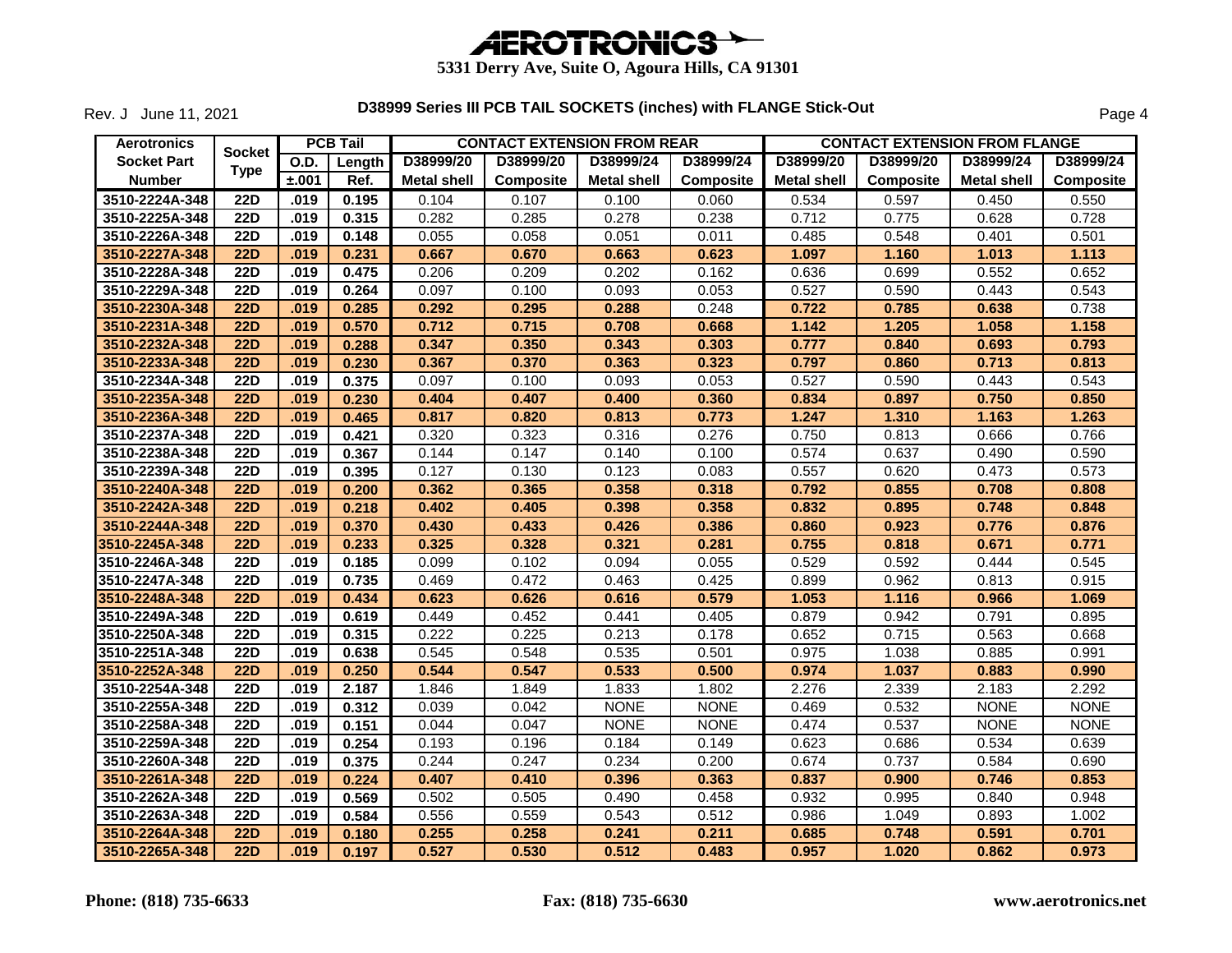# AEROTRONICS

**5331 Derry Ave, Suite O, Agoura Hills, CA 91301**

Rev. J June 11, 2021

## D38999 Series III PCB TAIL SOCKETS (inches) with FLANGE Stick-Out

| Aerotronics Socket Part Number | Socket Type | PCB Tail | | CONTACT EXTENSION FROM REAR | | | | CONTACT EXTENSION FROM FLANGE | | | |
|---|---|---|---|---|---|---|---|---|---|---|---|
| | | O.D. ±.001 | Length Ref. | D38999/20 Metal shell | D38999/20 Composite | D38999/24 Metal shell | D38999/24 Composite | D38999/20 Metal shell | D38999/20 Composite | D38999/24 Metal shell | D38999/24 Composite |
| 3510-2224A-348 | 22D | .019 | 0.195 | 0.104 | 0.107 | 0.100 | 0.060 | 0.534 | 0.597 | 0.450 | 0.550 |
| 3510-2225A-348 | 22D | .019 | 0.315 | 0.282 | 0.285 | 0.278 | 0.238 | 0.712 | 0.775 | 0.628 | 0.728 |
| 3510-2226A-348 | 22D | .019 | 0.148 | 0.055 | 0.058 | 0.051 | 0.011 | 0.485 | 0.548 | 0.401 | 0.501 |
| 3510-2227A-348 | 22D | .019 | 0.231 | 0.667 | 0.670 | 0.663 | 0.623 | 1.097 | 1.160 | 1.013 | 1.113 |
| 3510-2228A-348 | 22D | .019 | 0.475 | 0.206 | 0.209 | 0.202 | 0.162 | 0.636 | 0.699 | 0.552 | 0.652 |
| 3510-2229A-348 | 22D | .019 | 0.264 | 0.097 | 0.100 | 0.093 | 0.053 | 0.527 | 0.590 | 0.443 | 0.543 |
| 3510-2230A-348 | 22D | .019 | 0.285 | 0.292 | 0.295 | 0.288 | 0.248 | 0.722 | 0.785 | 0.638 | 0.738 |
| 3510-2231A-348 | 22D | .019 | 0.570 | 0.712 | 0.715 | 0.708 | 0.668 | 1.142 | 1.205 | 1.058 | 1.158 |
| 3510-2232A-348 | 22D | .019 | 0.288 | 0.347 | 0.350 | 0.343 | 0.303 | 0.777 | 0.840 | 0.693 | 0.793 |
| 3510-2233A-348 | 22D | .019 | 0.230 | 0.367 | 0.370 | 0.363 | 0.323 | 0.797 | 0.860 | 0.713 | 0.813 |
| 3510-2234A-348 | 22D | .019 | 0.375 | 0.097 | 0.100 | 0.093 | 0.053 | 0.527 | 0.590 | 0.443 | 0.543 |
| 3510-2235A-348 | 22D | .019 | 0.230 | 0.404 | 0.407 | 0.400 | 0.360 | 0.834 | 0.897 | 0.750 | 0.850 |
| 3510-2236A-348 | 22D | .019 | 0.465 | 0.817 | 0.820 | 0.813 | 0.773 | 1.247 | 1.310 | 1.163 | 1.263 |
| 3510-2237A-348 | 22D | .019 | 0.421 | 0.320 | 0.323 | 0.316 | 0.276 | 0.750 | 0.813 | 0.666 | 0.766 |
| 3510-2238A-348 | 22D | .019 | 0.367 | 0.144 | 0.147 | 0.140 | 0.100 | 0.574 | 0.637 | 0.490 | 0.590 |
| 3510-2239A-348 | 22D | .019 | 0.395 | 0.127 | 0.130 | 0.123 | 0.083 | 0.557 | 0.620 | 0.473 | 0.573 |
| 3510-2240A-348 | 22D | .019 | 0.200 | 0.362 | 0.365 | 0.358 | 0.318 | 0.792 | 0.855 | 0.708 | 0.808 |
| 3510-2242A-348 | 22D | .019 | 0.218 | 0.402 | 0.405 | 0.398 | 0.358 | 0.832 | 0.895 | 0.748 | 0.848 |
| 3510-2244A-348 | 22D | .019 | 0.370 | 0.430 | 0.433 | 0.426 | 0.386 | 0.860 | 0.923 | 0.776 | 0.876 |
| 3510-2245A-348 | 22D | .019 | 0.233 | 0.325 | 0.328 | 0.321 | 0.281 | 0.755 | 0.818 | 0.671 | 0.771 |
| 3510-2246A-348 | 22D | .019 | 0.185 | 0.099 | 0.102 | 0.094 | 0.055 | 0.529 | 0.592 | 0.444 | 0.545 |
| 3510-2247A-348 | 22D | .019 | 0.735 | 0.469 | 0.472 | 0.463 | 0.425 | 0.899 | 0.962 | 0.813 | 0.915 |
| 3510-2248A-348 | 22D | .019 | 0.434 | 0.623 | 0.626 | 0.616 | 0.579 | 1.053 | 1.116 | 0.966 | 1.069 |
| 3510-2249A-348 | 22D | .019 | 0.619 | 0.449 | 0.452 | 0.441 | 0.405 | 0.879 | 0.942 | 0.791 | 0.895 |
| 3510-2250A-348 | 22D | .019 | 0.315 | 0.222 | 0.225 | 0.213 | 0.178 | 0.652 | 0.715 | 0.563 | 0.668 |
| 3510-2251A-348 | 22D | .019 | 0.638 | 0.545 | 0.548 | 0.535 | 0.501 | 0.975 | 1.038 | 0.885 | 0.991 |
| 3510-2252A-348 | 22D | .019 | 0.250 | 0.544 | 0.547 | 0.533 | 0.500 | 0.974 | 1.037 | 0.883 | 0.990 |
| 3510-2254A-348 | 22D | .019 | 2.187 | 1.846 | 1.849 | 1.833 | 1.802 | 2.276 | 2.339 | 2.183 | 2.292 |
| 3510-2255A-348 | 22D | .019 | 0.312 | 0.039 | 0.042 | NONE | NONE | 0.469 | 0.532 | NONE | NONE |
| 3510-2258A-348 | 22D | .019 | 0.151 | 0.044 | 0.047 | NONE | NONE | 0.474 | 0.537 | NONE | NONE |
| 3510-2259A-348 | 22D | .019 | 0.254 | 0.193 | 0.196 | 0.184 | 0.149 | 0.623 | 0.686 | 0.534 | 0.639 |
| 3510-2260A-348 | 22D | .019 | 0.375 | 0.244 | 0.247 | 0.234 | 0.200 | 0.674 | 0.737 | 0.584 | 0.690 |
| 3510-2261A-348 | 22D | .019 | 0.224 | 0.407 | 0.410 | 0.396 | 0.363 | 0.837 | 0.900 | 0.746 | 0.853 |
| 3510-2262A-348 | 22D | .019 | 0.569 | 0.502 | 0.505 | 0.490 | 0.458 | 0.932 | 0.995 | 0.840 | 0.948 |
| 3510-2263A-348 | 22D | .019 | 0.584 | 0.556 | 0.559 | 0.543 | 0.512 | 0.986 | 1.049 | 0.893 | 1.002 |
| 3510-2264A-348 | 22D | .019 | 0.180 | 0.255 | 0.258 | 0.241 | 0.211 | 0.685 | 0.748 | 0.591 | 0.701 |
| 3510-2265A-348 | 22D | .019 | 0.197 | 0.527 | 0.530 | 0.512 | 0.483 | 0.957 | 1.020 | 0.862 | 0.973 |

**Phone: (818) 735-6633** **Fax: (818) 735-6630** **www.aerotronics.net**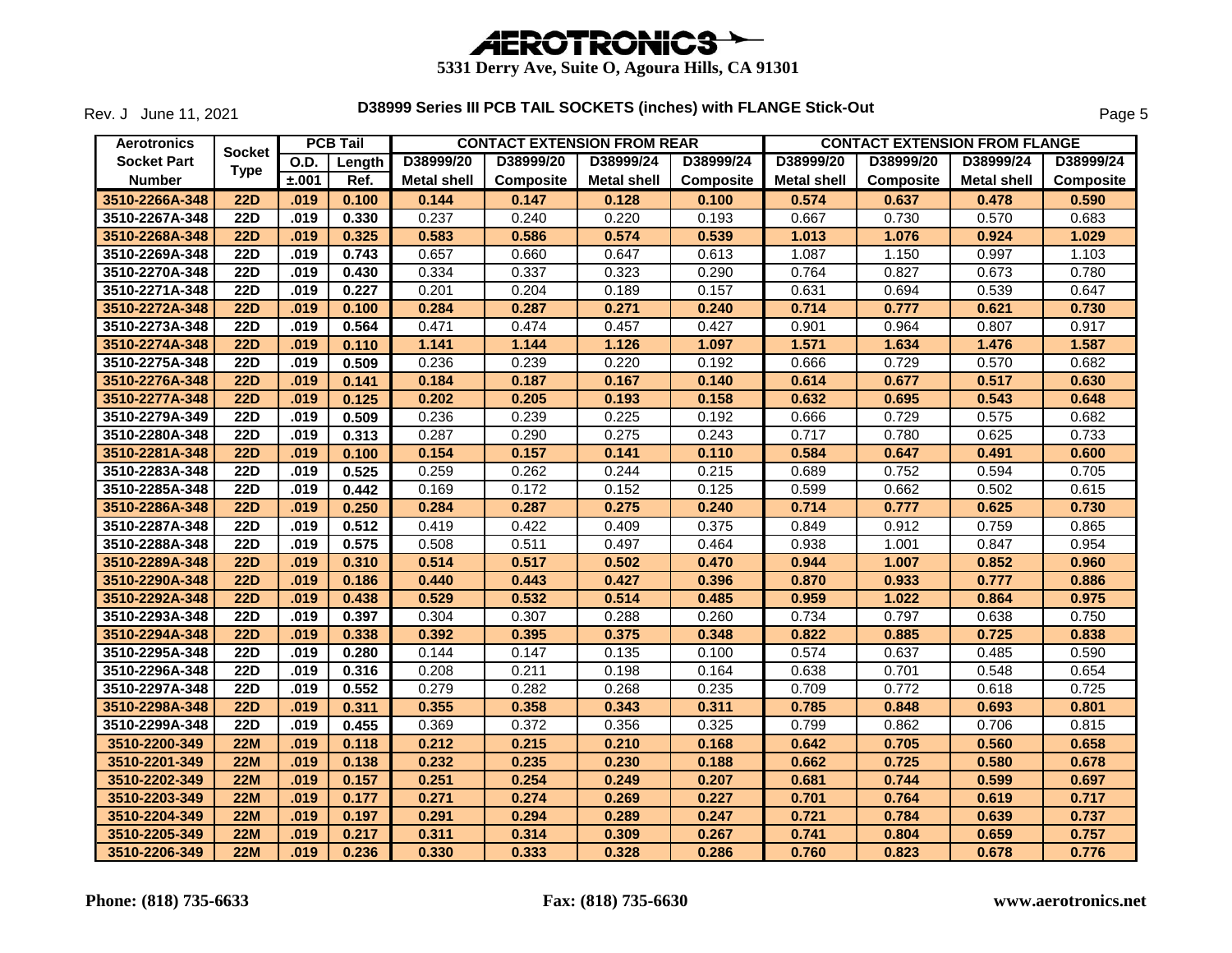# AEROTRONICS

**5331 Derry Ave, Suite O, Agoura Hills, CA 91301**

Rev. J June 11, 2021

## D38999 Series III PCB TAIL SOCKETS (inches) with FLANGE Stick-Out

| Aerotronics | Socket | PCB Tail | | CONTACT EXTENSION FROM REAR | | | | CONTACT EXTENSION FROM FLANGE | | | |
|---|---|---|---|---|---|---|---|---|---|---|---|
| Socket Part | Type | O.D. | Length | D38999/20 | D38999/20 | D38999/24 | D38999/24 | D38999/20 | D38999/20 | D38999/24 | D38999/24 |
| Number | | ±.001 | Ref. | Metal shell | Composite | Metal shell | Composite | Metal shell | Composite | Metal shell | Composite |
| **3510-2266A-348** | **22D** | **.019** | **0.100** | **0.144** | **0.147** | **0.128** | **0.100** | **0.574** | **0.637** | **0.478** | **0.590** |
| 3510-2267A-348 | 22D | .019 | 0.330 | 0.237 | 0.240 | 0.220 | 0.193 | 0.667 | 0.730 | 0.570 | 0.683 |
| **3510-2268A-348** | **22D** | **.019** | **0.325** | **0.583** | **0.586** | **0.574** | **0.539** | **1.013** | **1.076** | **0.924** | **1.029** |
| 3510-2269A-348 | 22D | .019 | 0.743 | 0.657 | 0.660 | 0.647 | 0.613 | 1.087 | 1.150 | 0.997 | 1.103 |
| 3510-2270A-348 | 22D | .019 | 0.430 | 0.334 | 0.337 | 0.323 | 0.290 | 0.764 | 0.827 | 0.673 | 0.780 |
| 3510-2271A-348 | 22D | .019 | 0.227 | 0.201 | 0.204 | 0.189 | 0.157 | 0.631 | 0.694 | 0.539 | 0.647 |
| **3510-2272A-348** | **22D** | **.019** | **0.100** | **0.284** | **0.287** | **0.271** | **0.240** | **0.714** | **0.777** | **0.621** | **0.730** |
| 3510-2273A-348 | 22D | .019 | 0.564 | 0.471 | 0.474 | 0.457 | 0.427 | 0.901 | 0.964 | 0.807 | 0.917 |
| **3510-2274A-348** | **22D** | **.019** | **0.110** | **1.141** | **1.144** | **1.126** | **1.097** | **1.571** | **1.634** | **1.476** | **1.587** |
| 3510-2275A-348 | 22D | .019 | 0.509 | 0.236 | 0.239 | 0.220 | 0.192 | 0.666 | 0.729 | 0.570 | 0.682 |
| **3510-2276A-348** | **22D** | **.019** | **0.141** | **0.184** | **0.187** | **0.167** | **0.140** | **0.614** | **0.677** | **0.517** | **0.630** |
| **3510-2277A-348** | **22D** | **.019** | **0.125** | **0.202** | **0.205** | **0.193** | **0.158** | **0.632** | **0.695** | **0.543** | **0.648** |
| 3510-2279A-349 | 22D | .019 | 0.509 | 0.236 | 0.239 | 0.225 | 0.192 | 0.666 | 0.729 | 0.575 | 0.682 |
| 3510-2280A-348 | 22D | .019 | 0.313 | 0.287 | 0.290 | 0.275 | 0.243 | 0.717 | 0.780 | 0.625 | 0.733 |
| **3510-2281A-348** | **22D** | **.019** | **0.100** | **0.154** | **0.157** | **0.141** | **0.110** | **0.584** | **0.647** | **0.491** | **0.600** |
| 3510-2283A-348 | 22D | .019 | 0.525 | 0.259 | 0.262 | 0.244 | 0.215 | 0.689 | 0.752 | 0.594 | 0.705 |
| 3510-2285A-348 | 22D | .019 | 0.442 | 0.169 | 0.172 | 0.152 | 0.125 | 0.599 | 0.662 | 0.502 | 0.615 |
| **3510-2286A-348** | **22D** | **.019** | **0.250** | **0.284** | **0.287** | **0.275** | **0.240** | **0.714** | **0.777** | **0.625** | **0.730** |
| 3510-2287A-348 | 22D | .019 | 0.512 | 0.419 | 0.422 | 0.409 | 0.375 | 0.849 | 0.912 | 0.759 | 0.865 |
| 3510-2288A-348 | 22D | .019 | 0.575 | 0.508 | 0.511 | 0.497 | 0.464 | 0.938 | 1.001 | 0.847 | 0.954 |
| **3510-2289A-348** | **22D** | **.019** | **0.310** | **0.514** | **0.517** | **0.502** | **0.470** | **0.944** | **1.007** | **0.852** | **0.960** |
| **3510-2290A-348** | **22D** | **.019** | **0.186** | **0.440** | **0.443** | **0.427** | **0.396** | **0.870** | **0.933** | **0.777** | **0.886** |
| **3510-2292A-348** | **22D** | **.019** | **0.438** | **0.529** | **0.532** | **0.514** | **0.485** | **0.959** | **1.022** | **0.864** | **0.975** |
| 3510-2293A-348 | 22D | .019 | 0.397 | 0.304 | 0.307 | 0.288 | 0.260 | 0.734 | 0.797 | 0.638 | 0.750 |
| **3510-2294A-348** | **22D** | **.019** | **0.338** | **0.392** | **0.395** | **0.375** | **0.348** | **0.822** | **0.885** | **0.725** | **0.838** |
| 3510-2295A-348 | 22D | .019 | 0.280 | 0.144 | 0.147 | 0.135 | 0.100 | 0.574 | 0.637 | 0.485 | 0.590 |
| 3510-2296A-348 | 22D | .019 | 0.316 | 0.208 | 0.211 | 0.198 | 0.164 | 0.638 | 0.701 | 0.548 | 0.654 |
| 3510-2297A-348 | 22D | .019 | 0.552 | 0.279 | 0.282 | 0.268 | 0.235 | 0.709 | 0.772 | 0.618 | 0.725 |
| **3510-2298A-348** | **22D** | **.019** | **0.311** | **0.355** | **0.358** | **0.343** | **0.311** | **0.785** | **0.848** | **0.693** | **0.801** |
| 3510-2299A-348 | 22D | .019 | 0.455 | 0.369 | 0.372 | 0.356 | 0.325 | 0.799 | 0.862 | 0.706 | 0.815 |
| **3510-2200-349** | **22M** | **.019** | **0.118** | **0.212** | **0.215** | **0.210** | **0.168** | **0.642** | **0.705** | **0.560** | **0.658** |
| **3510-2201-349** | **22M** | **.019** | **0.138** | **0.232** | **0.235** | **0.230** | **0.188** | **0.662** | **0.725** | **0.580** | **0.678** |
| **3510-2202-349** | **22M** | **.019** | **0.157** | **0.251** | **0.254** | **0.249** | **0.207** | **0.681** | **0.744** | **0.599** | **0.697** |
| **3510-2203-349** | **22M** | **.019** | **0.177** | **0.271** | **0.274** | **0.269** | **0.227** | **0.701** | **0.764** | **0.619** | **0.717** |
| **3510-2204-349** | **22M** | **.019** | **0.197** | **0.291** | **0.294** | **0.289** | **0.247** | **0.721** | **0.784** | **0.639** | **0.737** |
| **3510-2205-349** | **22M** | **.019** | **0.217** | **0.311** | **0.314** | **0.309** | **0.267** | **0.741** | **0.804** | **0.659** | **0.757** |
| **3510-2206-349** | **22M** | **.019** | **0.236** | **0.330** | **0.333** | **0.328** | **0.286** | **0.760** | **0.823** | **0.678** | **0.776** |

**Phone: (818) 735-6633** **Fax: (818) 735-6630** **www.aerotronics.net**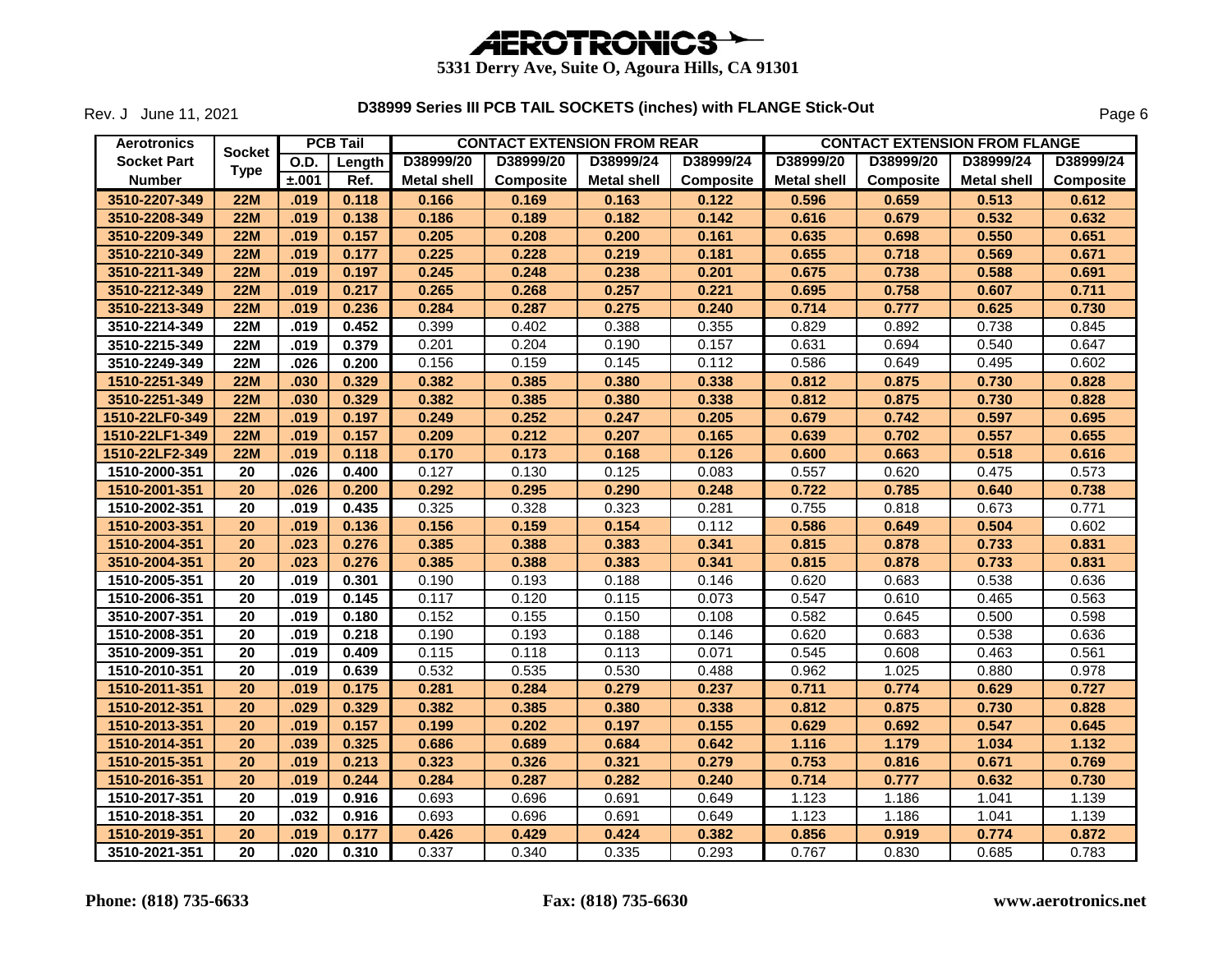# AEROTRONICS

**5331 Derry Ave, Suite O, Agoura Hills, CA 91301**

Rev. J June 11, 2021

## D38999 Series III PCB TAIL SOCKETS (inches) with FLANGE Stick-Out

| Aerotronics | Socket | PCB Tail | | CONTACT EXTENSION FROM REAR | | | | CONTACT EXTENSION FROM FLANGE | | | |
|---|---|---|---|---|---|---|---|---|---|---|---|
| Socket Part | Type | O.D. | Length | D38999/20 | D38999/20 | D38999/24 | D38999/24 | D38999/20 | D38999/20 | D38999/24 | D38999/24 |
| Number | | ±.001 | Ref. | Metal shell | Composite | Metal shell | Composite | Metal shell | Composite | Metal shell | Composite |
| 3510-2207-349 | 22M | .019 | 0.118 | 0.166 | 0.169 | 0.163 | 0.122 | 0.596 | 0.659 | 0.513 | 0.612 |
| 3510-2208-349 | 22M | .019 | 0.138 | 0.186 | 0.189 | 0.182 | 0.142 | 0.616 | 0.679 | 0.532 | 0.632 |
| 3510-2209-349 | 22M | .019 | 0.157 | 0.205 | 0.208 | 0.200 | 0.161 | 0.635 | 0.698 | 0.550 | 0.651 |
| 3510-2210-349 | 22M | .019 | 0.177 | 0.225 | 0.228 | 0.219 | 0.181 | 0.655 | 0.718 | 0.569 | 0.671 |
| 3510-2211-349 | 22M | .019 | 0.197 | 0.245 | 0.248 | 0.238 | 0.201 | 0.675 | 0.738 | 0.588 | 0.691 |
| 3510-2212-349 | 22M | .019 | 0.217 | 0.265 | 0.268 | 0.257 | 0.221 | 0.695 | 0.758 | 0.607 | 0.711 |
| 3510-2213-349 | 22M | .019 | 0.236 | 0.284 | 0.287 | 0.275 | 0.240 | 0.714 | 0.777 | 0.625 | 0.730 |
| 3510-2214-349 | 22M | .019 | 0.452 | 0.399 | 0.402 | 0.388 | 0.355 | 0.829 | 0.892 | 0.738 | 0.845 |
| 3510-2215-349 | 22M | .019 | 0.379 | 0.201 | 0.204 | 0.190 | 0.157 | 0.631 | 0.694 | 0.540 | 0.647 |
| 3510-2249-349 | 22M | .026 | 0.200 | 0.156 | 0.159 | 0.145 | 0.112 | 0.586 | 0.649 | 0.495 | 0.602 |
| 1510-2251-349 | 22M | .030 | 0.329 | 0.382 | 0.385 | 0.380 | 0.338 | 0.812 | 0.875 | 0.730 | 0.828 |
| 3510-2251-349 | 22M | .030 | 0.329 | 0.382 | 0.385 | 0.380 | 0.338 | 0.812 | 0.875 | 0.730 | 0.828 |
| 1510-22LF0-349 | 22M | .019 | 0.197 | 0.249 | 0.252 | 0.247 | 0.205 | 0.679 | 0.742 | 0.597 | 0.695 |
| 1510-22LF1-349 | 22M | .019 | 0.157 | 0.209 | 0.212 | 0.207 | 0.165 | 0.639 | 0.702 | 0.557 | 0.655 |
| 1510-22LF2-349 | 22M | .019 | 0.118 | 0.170 | 0.173 | 0.168 | 0.126 | 0.600 | 0.663 | 0.518 | 0.616 |
| 1510-2000-351 | 20 | .026 | 0.400 | 0.127 | 0.130 | 0.125 | 0.083 | 0.557 | 0.620 | 0.475 | 0.573 |
| 1510-2001-351 | 20 | .026 | 0.200 | 0.292 | 0.295 | 0.290 | 0.248 | 0.722 | 0.785 | 0.640 | 0.738 |
| 1510-2002-351 | 20 | .019 | 0.435 | 0.325 | 0.328 | 0.323 | 0.281 | 0.755 | 0.818 | 0.673 | 0.771 |
| 1510-2003-351 | 20 | .019 | 0.136 | 0.156 | 0.159 | 0.154 | 0.112 | 0.586 | 0.649 | 0.504 | 0.602 |
| 1510-2004-351 | 20 | .023 | 0.276 | 0.385 | 0.388 | 0.383 | 0.341 | 0.815 | 0.878 | 0.733 | 0.831 |
| 3510-2004-351 | 20 | .023 | 0.276 | 0.385 | 0.388 | 0.383 | 0.341 | 0.815 | 0.878 | 0.733 | 0.831 |
| 1510-2005-351 | 20 | .019 | 0.301 | 0.190 | 0.193 | 0.188 | 0.146 | 0.620 | 0.683 | 0.538 | 0.636 |
| 1510-2006-351 | 20 | .019 | 0.145 | 0.117 | 0.120 | 0.115 | 0.073 | 0.547 | 0.610 | 0.465 | 0.563 |
| 3510-2007-351 | 20 | .019 | 0.180 | 0.152 | 0.155 | 0.150 | 0.108 | 0.582 | 0.645 | 0.500 | 0.598 |
| 1510-2008-351 | 20 | .019 | 0.218 | 0.190 | 0.193 | 0.188 | 0.146 | 0.620 | 0.683 | 0.538 | 0.636 |
| 3510-2009-351 | 20 | .019 | 0.409 | 0.115 | 0.118 | 0.113 | 0.071 | 0.545 | 0.608 | 0.463 | 0.561 |
| 1510-2010-351 | 20 | .019 | 0.639 | 0.532 | 0.535 | 0.530 | 0.488 | 0.962 | 1.025 | 0.880 | 0.978 |
| 1510-2011-351 | 20 | .019 | 0.175 | 0.281 | 0.284 | 0.279 | 0.237 | 0.711 | 0.774 | 0.629 | 0.727 |
| 1510-2012-351 | 20 | .029 | 0.329 | 0.382 | 0.385 | 0.380 | 0.338 | 0.812 | 0.875 | 0.730 | 0.828 |
| 1510-2013-351 | 20 | .019 | 0.157 | 0.199 | 0.202 | 0.197 | 0.155 | 0.629 | 0.692 | 0.547 | 0.645 |
| 1510-2014-351 | 20 | .039 | 0.325 | 0.686 | 0.689 | 0.684 | 0.642 | 1.116 | 1.179 | 1.034 | 1.132 |
| 1510-2015-351 | 20 | .019 | 0.213 | 0.323 | 0.326 | 0.321 | 0.279 | 0.753 | 0.816 | 0.671 | 0.769 |
| 1510-2016-351 | 20 | .019 | 0.244 | 0.284 | 0.287 | 0.282 | 0.240 | 0.714 | 0.777 | 0.632 | 0.730 |
| 1510-2017-351 | 20 | .019 | 0.916 | 0.693 | 0.696 | 0.691 | 0.649 | 1.123 | 1.186 | 1.041 | 1.139 |
| 1510-2018-351 | 20 | .032 | 0.916 | 0.693 | 0.696 | 0.691 | 0.649 | 1.123 | 1.186 | 1.041 | 1.139 |
| 1510-2019-351 | 20 | .019 | 0.177 | 0.426 | 0.429 | 0.424 | 0.382 | 0.856 | 0.919 | 0.774 | 0.872 |
| 3510-2021-351 | 20 | .020 | 0.310 | 0.337 | 0.340 | 0.335 | 0.293 | 0.767 | 0.830 | 0.685 | 0.783 |

**Phone: (818) 735-6633** **Fax: (818) 735-6630** **www.aerotronics.net**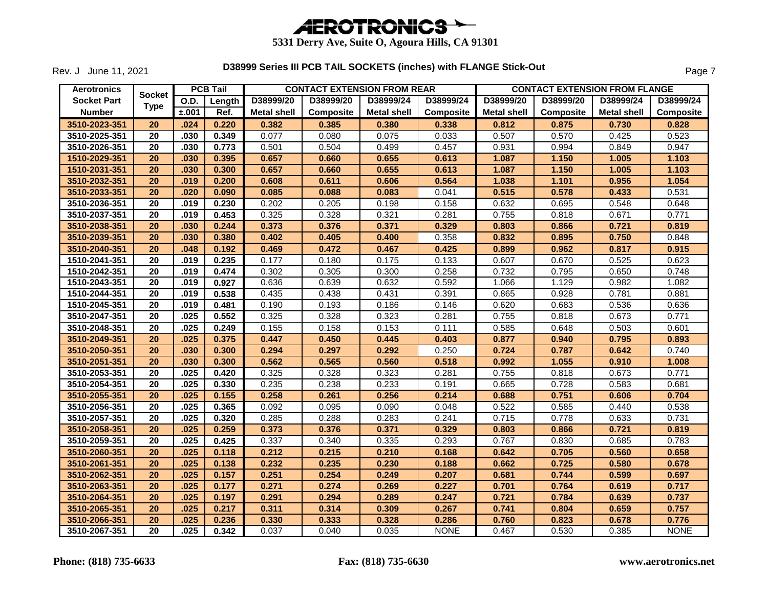# AEROTRONICS

**5331 Derry Ave, Suite O, Agoura Hills, CA 91301**

Rev. J June 11, 2021

## D38999 Series III PCB TAIL SOCKETS (inches) with FLANGE Stick-Out

| Aerotronics Socket Part Number | Socket Type | PCB Tail | | CONTACT EXTENSION FROM REAR | | | | CONTACT EXTENSION FROM FLANGE | | | |
|---|---|---|---|---|---|---|---|---|---|---|---|
| | | O.D. ±.001 | Length Ref. | D38999/20 Metal shell | D38999/20 Composite | D38999/24 Metal shell | D38999/24 Composite | D38999/20 Metal shell | D38999/20 Composite | D38999/24 Metal shell | D38999/24 Composite |
| **3510-2023-351** | **20** | **.024** | **0.220** | **0.382** | **0.385** | **0.380** | **0.338** | **0.812** | **0.875** | **0.730** | **0.828** |
| 3510-2025-351 | 20 | .030 | 0.349 | 0.077 | 0.080 | 0.075 | 0.033 | 0.507 | 0.570 | 0.425 | 0.523 |
| 3510-2026-351 | 20 | .030 | 0.773 | 0.501 | 0.504 | 0.499 | 0.457 | 0.931 | 0.994 | 0.849 | 0.947 |
| **1510-2029-351** | **20** | **.030** | **0.395** | **0.657** | **0.660** | **0.655** | **0.613** | **1.087** | **1.150** | **1.005** | **1.103** |
| **1510-2031-351** | **20** | **.030** | **0.300** | **0.657** | **0.660** | **0.655** | **0.613** | **1.087** | **1.150** | **1.005** | **1.103** |
| **3510-2032-351** | **20** | **.019** | **0.200** | **0.608** | **0.611** | **0.606** | **0.564** | **1.038** | **1.101** | **0.956** | **1.054** |
| **3510-2033-351** | **20** | **.020** | **0.090** | **0.085** | **0.088** | **0.083** | 0.041 | **0.515** | **0.578** | **0.433** | 0.531 |
| 3510-2036-351 | 20 | .019 | 0.230 | 0.202 | 0.205 | 0.198 | 0.158 | 0.632 | 0.695 | 0.548 | 0.648 |
| 3510-2037-351 | 20 | .019 | 0.453 | 0.325 | 0.328 | 0.321 | 0.281 | 0.755 | 0.818 | 0.671 | 0.771 |
| **3510-2038-351** | **20** | **.030** | **0.244** | **0.373** | **0.376** | **0.371** | **0.329** | **0.803** | **0.866** | **0.721** | **0.819** |
| **3510-2039-351** | **20** | **.030** | **0.380** | **0.402** | **0.405** | **0.400** | 0.358 | **0.832** | **0.895** | **0.750** | 0.848 |
| **3510-2040-351** | **20** | **.048** | **0.192** | **0.469** | **0.472** | **0.467** | **0.425** | **0.899** | **0.962** | **0.817** | **0.915** |
| 1510-2041-351 | 20 | .019 | 0.235 | 0.177 | 0.180 | 0.175 | 0.133 | 0.607 | 0.670 | 0.525 | 0.623 |
| 1510-2042-351 | 20 | .019 | 0.474 | 0.302 | 0.305 | 0.300 | 0.258 | 0.732 | 0.795 | 0.650 | 0.748 |
| 1510-2043-351 | 20 | .019 | 0.927 | 0.636 | 0.639 | 0.632 | 0.592 | 1.066 | 1.129 | 0.982 | 1.082 |
| 1510-2044-351 | 20 | .019 | 0.538 | 0.435 | 0.438 | 0.431 | 0.391 | 0.865 | 0.928 | 0.781 | 0.881 |
| 1510-2045-351 | 20 | .019 | 0.481 | 0.190 | 0.193 | 0.186 | 0.146 | 0.620 | 0.683 | 0.536 | 0.636 |
| 3510-2047-351 | 20 | .025 | 0.552 | 0.325 | 0.328 | 0.323 | 0.281 | 0.755 | 0.818 | 0.673 | 0.771 |
| 3510-2048-351 | 20 | .025 | 0.249 | 0.155 | 0.158 | 0.153 | 0.111 | 0.585 | 0.648 | 0.503 | 0.601 |
| **3510-2049-351** | **20** | **.025** | **0.375** | **0.447** | **0.450** | **0.445** | **0.403** | **0.877** | **0.940** | **0.795** | **0.893** |
| **3510-2050-351** | **20** | **.030** | **0.300** | **0.294** | **0.297** | **0.292** | 0.250 | **0.724** | **0.787** | **0.642** | 0.740 |
| **3510-2051-351** | **20** | **.030** | **0.300** | **0.562** | **0.565** | **0.560** | **0.518** | **0.992** | **1.055** | **0.910** | **1.008** |
| 3510-2053-351 | 20 | .025 | 0.420 | 0.325 | 0.328 | 0.323 | 0.281 | 0.755 | 0.818 | 0.673 | 0.771 |
| 3510-2054-351 | 20 | .025 | 0.330 | 0.235 | 0.238 | 0.233 | 0.191 | 0.665 | 0.728 | 0.583 | 0.681 |
| **3510-2055-351** | **20** | **.025** | **0.155** | **0.258** | **0.261** | **0.256** | **0.214** | **0.688** | **0.751** | **0.606** | **0.704** |
| 3510-2056-351 | 20 | .025 | 0.365 | 0.092 | 0.095 | 0.090 | 0.048 | 0.522 | 0.585 | 0.440 | 0.538 |
| 3510-2057-351 | 20 | .025 | 0.320 | 0.285 | 0.288 | 0.283 | 0.241 | 0.715 | 0.778 | 0.633 | 0.731 |
| **3510-2058-351** | **20** | **.025** | **0.259** | **0.373** | **0.376** | **0.371** | **0.329** | **0.803** | **0.866** | **0.721** | **0.819** |
| 3510-2059-351 | 20 | .025 | 0.425 | 0.337 | 0.340 | 0.335 | 0.293 | 0.767 | 0.830 | 0.685 | 0.783 |
| **3510-2060-351** | **20** | **.025** | **0.118** | **0.212** | **0.215** | **0.210** | **0.168** | **0.642** | **0.705** | **0.560** | **0.658** |
| **3510-2061-351** | **20** | **.025** | **0.138** | **0.232** | **0.235** | **0.230** | **0.188** | **0.662** | **0.725** | **0.580** | **0.678** |
| **3510-2062-351** | **20** | **.025** | **0.157** | **0.251** | **0.254** | **0.249** | **0.207** | **0.681** | **0.744** | **0.599** | **0.697** |
| **3510-2063-351** | **20** | **.025** | **0.177** | **0.271** | **0.274** | **0.269** | **0.227** | **0.701** | **0.764** | **0.619** | **0.717** |
| **3510-2064-351** | **20** | **.025** | **0.197** | **0.291** | **0.294** | **0.289** | **0.247** | **0.721** | **0.784** | **0.639** | **0.737** |
| **3510-2065-351** | **20** | **.025** | **0.217** | **0.311** | **0.314** | **0.309** | **0.267** | **0.741** | **0.804** | **0.659** | **0.757** |
| **3510-2066-351** | **20** | **.025** | **0.236** | **0.330** | **0.333** | **0.328** | **0.286** | **0.760** | **0.823** | **0.678** | **0.776** |
| 3510-2067-351 | 20 | .025 | 0.342 | 0.037 | 0.040 | 0.035 | NONE | 0.467 | 0.530 | 0.385 | NONE |

**Phone: (818) 735-6633** **Fax: (818) 735-6630** **www.aerotronics.net**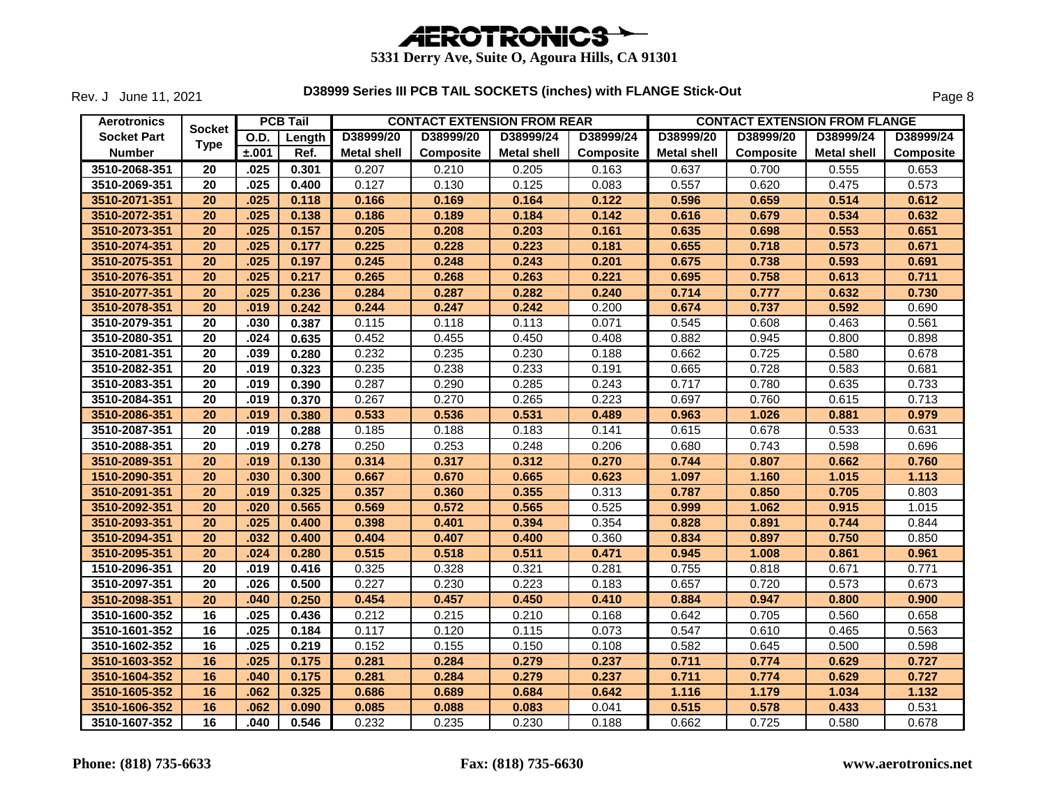# AEROTRONICS

**5331 Derry Ave, Suite O, Agoura Hills, CA 91301**

Rev. J June 11, 2021

**D38999 Series III PCB TAIL SOCKETS (inches) with FLANGE Stick-Out**

| Aerotronics Socket Part Number | Socket Type | PCB Tail | | CONTACT EXTENSION FROM REAR | | | | CONTACT EXTENSION FROM FLANGE | | | |
|---|---|---|---|---|---|---|---|---|---|---|---|
| | | O.D. ±.001 | Length Ref. | D38999/20 Metal shell | D38999/20 Composite | D38999/24 Metal shell | D38999/24 Composite | D38999/20 Metal shell | D38999/20 Composite | D38999/24 Metal shell | D38999/24 Composite |
| 3510-2068-351 | 20 | .025 | 0.301 | 0.207 | 0.210 | 0.205 | 0.163 | 0.637 | 0.700 | 0.555 | 0.653 |
| 3510-2069-351 | 20 | .025 | 0.400 | 0.127 | 0.130 | 0.125 | 0.083 | 0.557 | 0.620 | 0.475 | 0.573 |
| 3510-2071-351 | 20 | .025 | 0.118 | 0.166 | 0.169 | 0.164 | 0.122 | 0.596 | 0.659 | 0.514 | 0.612 |
| 3510-2072-351 | 20 | .025 | 0.138 | 0.186 | 0.189 | 0.184 | 0.142 | 0.616 | 0.679 | 0.534 | 0.632 |
| 3510-2073-351 | 20 | .025 | 0.157 | 0.205 | 0.208 | 0.203 | 0.161 | 0.635 | 0.698 | 0.553 | 0.651 |
| 3510-2074-351 | 20 | .025 | 0.177 | 0.225 | 0.228 | 0.223 | 0.181 | 0.655 | 0.718 | 0.573 | 0.671 |
| 3510-2075-351 | 20 | .025 | 0.197 | 0.245 | 0.248 | 0.243 | 0.201 | 0.675 | 0.738 | 0.593 | 0.691 |
| 3510-2076-351 | 20 | .025 | 0.217 | 0.265 | 0.268 | 0.263 | 0.221 | 0.695 | 0.758 | 0.613 | 0.711 |
| 3510-2077-351 | 20 | .025 | 0.236 | 0.284 | 0.287 | 0.282 | 0.240 | 0.714 | 0.777 | 0.632 | 0.730 |
| 3510-2078-351 | 20 | .019 | 0.242 | 0.244 | 0.247 | 0.242 | 0.200 | 0.674 | 0.737 | 0.592 | 0.690 |
| 3510-2079-351 | 20 | .030 | 0.387 | 0.115 | 0.118 | 0.113 | 0.071 | 0.545 | 0.608 | 0.463 | 0.561 |
| 3510-2080-351 | 20 | .024 | 0.635 | 0.452 | 0.455 | 0.450 | 0.408 | 0.882 | 0.945 | 0.800 | 0.898 |
| 3510-2081-351 | 20 | .039 | 0.280 | 0.232 | 0.235 | 0.230 | 0.188 | 0.662 | 0.725 | 0.580 | 0.678 |
| 3510-2082-351 | 20 | .019 | 0.323 | 0.235 | 0.238 | 0.233 | 0.191 | 0.665 | 0.728 | 0.583 | 0.681 |
| 3510-2083-351 | 20 | .019 | 0.390 | 0.287 | 0.290 | 0.285 | 0.243 | 0.717 | 0.780 | 0.635 | 0.733 |
| 3510-2084-351 | 20 | .019 | 0.370 | 0.267 | 0.270 | 0.265 | 0.223 | 0.697 | 0.760 | 0.615 | 0.713 |
| 3510-2086-351 | 20 | .019 | 0.380 | 0.533 | 0.536 | 0.531 | 0.489 | 0.963 | 1.026 | 0.881 | 0.979 |
| 3510-2087-351 | 20 | .019 | 0.288 | 0.185 | 0.188 | 0.183 | 0.141 | 0.615 | 0.678 | 0.533 | 0.631 |
| 3510-2088-351 | 20 | .019 | 0.278 | 0.250 | 0.253 | 0.248 | 0.206 | 0.680 | 0.743 | 0.598 | 0.696 |
| 3510-2089-351 | 20 | .019 | 0.130 | 0.314 | 0.317 | 0.312 | 0.270 | 0.744 | 0.807 | 0.662 | 0.760 |
| 1510-2090-351 | 20 | .030 | 0.300 | 0.667 | 0.670 | 0.665 | 0.623 | 1.097 | 1.160 | 1.015 | 1.113 |
| 3510-2091-351 | 20 | .019 | 0.325 | 0.357 | 0.360 | 0.355 | 0.313 | 0.787 | 0.850 | 0.705 | 0.803 |
| 3510-2092-351 | 20 | .020 | 0.565 | 0.569 | 0.572 | 0.565 | 0.525 | 0.999 | 1.062 | 0.915 | 1.015 |
| 3510-2093-351 | 20 | .025 | 0.400 | 0.398 | 0.401 | 0.394 | 0.354 | 0.828 | 0.891 | 0.744 | 0.844 |
| 3510-2094-351 | 20 | .032 | 0.400 | 0.404 | 0.407 | 0.400 | 0.360 | 0.834 | 0.897 | 0.750 | 0.850 |
| 3510-2095-351 | 20 | .024 | 0.280 | 0.515 | 0.518 | 0.511 | 0.471 | 0.945 | 1.008 | 0.861 | 0.961 |
| 1510-2096-351 | 20 | .019 | 0.416 | 0.325 | 0.328 | 0.321 | 0.281 | 0.755 | 0.818 | 0.671 | 0.771 |
| 3510-2097-351 | 20 | .026 | 0.500 | 0.227 | 0.230 | 0.223 | 0.183 | 0.657 | 0.720 | 0.573 | 0.673 |
| 3510-2098-351 | 20 | .040 | 0.250 | 0.454 | 0.457 | 0.450 | 0.410 | 0.884 | 0.947 | 0.800 | 0.900 |
| 3510-1600-352 | 16 | .025 | 0.436 | 0.212 | 0.215 | 0.210 | 0.168 | 0.642 | 0.705 | 0.560 | 0.658 |
| 3510-1601-352 | 16 | .025 | 0.184 | 0.117 | 0.120 | 0.115 | 0.073 | 0.547 | 0.610 | 0.465 | 0.563 |
| 3510-1602-352 | 16 | .025 | 0.219 | 0.152 | 0.155 | 0.150 | 0.108 | 0.582 | 0.645 | 0.500 | 0.598 |
| 3510-1603-352 | 16 | .025 | 0.175 | 0.281 | 0.284 | 0.279 | 0.237 | 0.711 | 0.774 | 0.629 | 0.727 |
| 3510-1604-352 | 16 | .040 | 0.175 | 0.281 | 0.284 | 0.279 | 0.237 | 0.711 | 0.774 | 0.629 | 0.727 |
| 3510-1605-352 | 16 | .062 | 0.325 | 0.686 | 0.689 | 0.684 | 0.642 | 1.116 | 1.179 | 1.034 | 1.132 |
| 3510-1606-352 | 16 | .062 | 0.090 | 0.085 | 0.088 | 0.083 | 0.041 | 0.515 | 0.578 | 0.433 | 0.531 |
| 3510-1607-352 | 16 | .040 | 0.546 | 0.232 | 0.235 | 0.230 | 0.188 | 0.662 | 0.725 | 0.580 | 0.678 |

**Phone: (818) 735-6633** **Fax: (818) 735-6630** **www.aerotronics.net**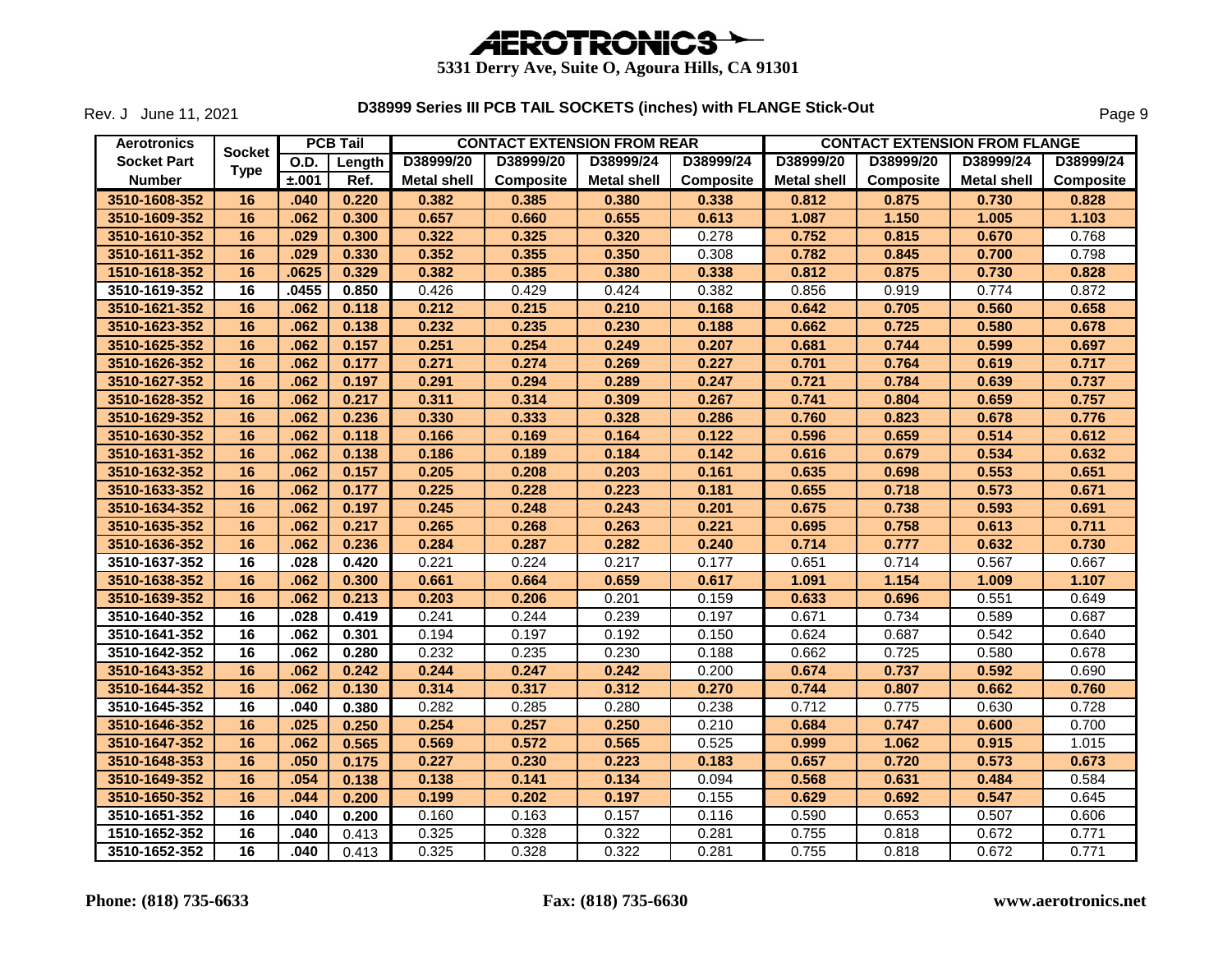# AEROTRONICS

**5331 Derry Ave, Suite O, Agoura Hills, CA 91301**

Rev. J June 11, 2021

## D38999 Series III PCB TAIL SOCKETS (inches) with FLANGE Stick-Out

| Aerotronics Socket Part Number | Socket Type | PCB Tail | | CONTACT EXTENSION FROM REAR | | | | CONTACT EXTENSION FROM FLANGE | | | |
|---|---|---|---|---|---|---|---|---|---|---|---|
| | | O.D. ±.001 | Length Ref. | D38999/20 Metal shell | D38999/20 Composite | D38999/24 Metal shell | D38999/24 Composite | D38999/20 Metal shell | D38999/20 Composite | D38999/24 Metal shell | D38999/24 Composite |
| 3510-1608-352 | 16 | .040 | 0.220 | 0.382 | 0.385 | 0.380 | 0.338 | 0.812 | 0.875 | 0.730 | 0.828 |
| 3510-1609-352 | 16 | .062 | 0.300 | 0.657 | 0.660 | 0.655 | 0.613 | 1.087 | 1.150 | 1.005 | 1.103 |
| 3510-1610-352 | 16 | .029 | 0.300 | 0.322 | 0.325 | 0.320 | 0.278 | 0.752 | 0.815 | 0.670 | 0.768 |
| 3510-1611-352 | 16 | .029 | 0.330 | 0.352 | 0.355 | 0.350 | 0.308 | 0.782 | 0.845 | 0.700 | 0.798 |
| 1510-1618-352 | 16 | .0625 | 0.329 | 0.382 | 0.385 | 0.380 | 0.338 | 0.812 | 0.875 | 0.730 | 0.828 |
| 3510-1619-352 | 16 | .0455 | 0.850 | 0.426 | 0.429 | 0.424 | 0.382 | 0.856 | 0.919 | 0.774 | 0.872 |
| 3510-1621-352 | 16 | .062 | 0.118 | 0.212 | 0.215 | 0.210 | 0.168 | 0.642 | 0.705 | 0.560 | 0.658 |
| 3510-1623-352 | 16 | .062 | 0.138 | 0.232 | 0.235 | 0.230 | 0.188 | 0.662 | 0.725 | 0.580 | 0.678 |
| 3510-1625-352 | 16 | .062 | 0.157 | 0.251 | 0.254 | 0.249 | 0.207 | 0.681 | 0.744 | 0.599 | 0.697 |
| 3510-1626-352 | 16 | .062 | 0.177 | 0.271 | 0.274 | 0.269 | 0.227 | 0.701 | 0.764 | 0.619 | 0.717 |
| 3510-1627-352 | 16 | .062 | 0.197 | 0.291 | 0.294 | 0.289 | 0.247 | 0.721 | 0.784 | 0.639 | 0.737 |
| 3510-1628-352 | 16 | .062 | 0.217 | 0.311 | 0.314 | 0.309 | 0.267 | 0.741 | 0.804 | 0.659 | 0.757 |
| 3510-1629-352 | 16 | .062 | 0.236 | 0.330 | 0.333 | 0.328 | 0.286 | 0.760 | 0.823 | 0.678 | 0.776 |
| 3510-1630-352 | 16 | .062 | 0.118 | 0.166 | 0.169 | 0.164 | 0.122 | 0.596 | 0.659 | 0.514 | 0.612 |
| 3510-1631-352 | 16 | .062 | 0.138 | 0.186 | 0.189 | 0.184 | 0.142 | 0.616 | 0.679 | 0.534 | 0.632 |
| 3510-1632-352 | 16 | .062 | 0.157 | 0.205 | 0.208 | 0.203 | 0.161 | 0.635 | 0.698 | 0.553 | 0.651 |
| 3510-1633-352 | 16 | .062 | 0.177 | 0.225 | 0.228 | 0.223 | 0.181 | 0.655 | 0.718 | 0.573 | 0.671 |
| 3510-1634-352 | 16 | .062 | 0.197 | 0.245 | 0.248 | 0.243 | 0.201 | 0.675 | 0.738 | 0.593 | 0.691 |
| 3510-1635-352 | 16 | .062 | 0.217 | 0.265 | 0.268 | 0.263 | 0.221 | 0.695 | 0.758 | 0.613 | 0.711 |
| 3510-1636-352 | 16 | .062 | 0.236 | 0.284 | 0.287 | 0.282 | 0.240 | 0.714 | 0.777 | 0.632 | 0.730 |
| 3510-1637-352 | 16 | .028 | 0.420 | 0.221 | 0.224 | 0.217 | 0.177 | 0.651 | 0.714 | 0.567 | 0.667 |
| 3510-1638-352 | 16 | .062 | 0.300 | 0.661 | 0.664 | 0.659 | 0.617 | 1.091 | 1.154 | 1.009 | 1.107 |
| 3510-1639-352 | 16 | .062 | 0.213 | 0.203 | 0.206 | 0.201 | 0.159 | 0.633 | 0.696 | 0.551 | 0.649 |
| 3510-1640-352 | 16 | .028 | 0.419 | 0.241 | 0.244 | 0.239 | 0.197 | 0.671 | 0.734 | 0.589 | 0.687 |
| 3510-1641-352 | 16 | .062 | 0.301 | 0.194 | 0.197 | 0.192 | 0.150 | 0.624 | 0.687 | 0.542 | 0.640 |
| 3510-1642-352 | 16 | .062 | 0.280 | 0.232 | 0.235 | 0.230 | 0.188 | 0.662 | 0.725 | 0.580 | 0.678 |
| 3510-1643-352 | 16 | .062 | 0.242 | 0.244 | 0.247 | 0.242 | 0.200 | 0.674 | 0.737 | 0.592 | 0.690 |
| 3510-1644-352 | 16 | .062 | 0.130 | 0.314 | 0.317 | 0.312 | 0.270 | 0.744 | 0.807 | 0.662 | 0.760 |
| 3510-1645-352 | 16 | .040 | 0.380 | 0.282 | 0.285 | 0.280 | 0.238 | 0.712 | 0.775 | 0.630 | 0.728 |
| 3510-1646-352 | 16 | .025 | 0.250 | 0.254 | 0.257 | 0.250 | 0.210 | 0.684 | 0.747 | 0.600 | 0.700 |
| 3510-1647-352 | 16 | .062 | 0.565 | 0.569 | 0.572 | 0.565 | 0.525 | 0.999 | 1.062 | 0.915 | 1.015 |
| 3510-1648-353 | 16 | .050 | 0.175 | 0.227 | 0.230 | 0.223 | 0.183 | 0.657 | 0.720 | 0.573 | 0.673 |
| 3510-1649-352 | 16 | .054 | 0.138 | 0.138 | 0.141 | 0.134 | 0.094 | 0.568 | 0.631 | 0.484 | 0.584 |
| 3510-1650-352 | 16 | .044 | 0.200 | 0.199 | 0.202 | 0.197 | 0.155 | 0.629 | 0.692 | 0.547 | 0.645 |
| 3510-1651-352 | 16 | .040 | 0.200 | 0.160 | 0.163 | 0.157 | 0.116 | 0.590 | 0.653 | 0.507 | 0.606 |
| 1510-1652-352 | 16 | .040 | 0.413 | 0.325 | 0.328 | 0.322 | 0.281 | 0.755 | 0.818 | 0.672 | 0.771 |
| 3510-1652-352 | 16 | .040 | 0.413 | 0.325 | 0.328 | 0.322 | 0.281 | 0.755 | 0.818 | 0.672 | 0.771 |

**Phone: (818) 735-6633** | **Fax: (818) 735-6630** | **www.aerotronics.net**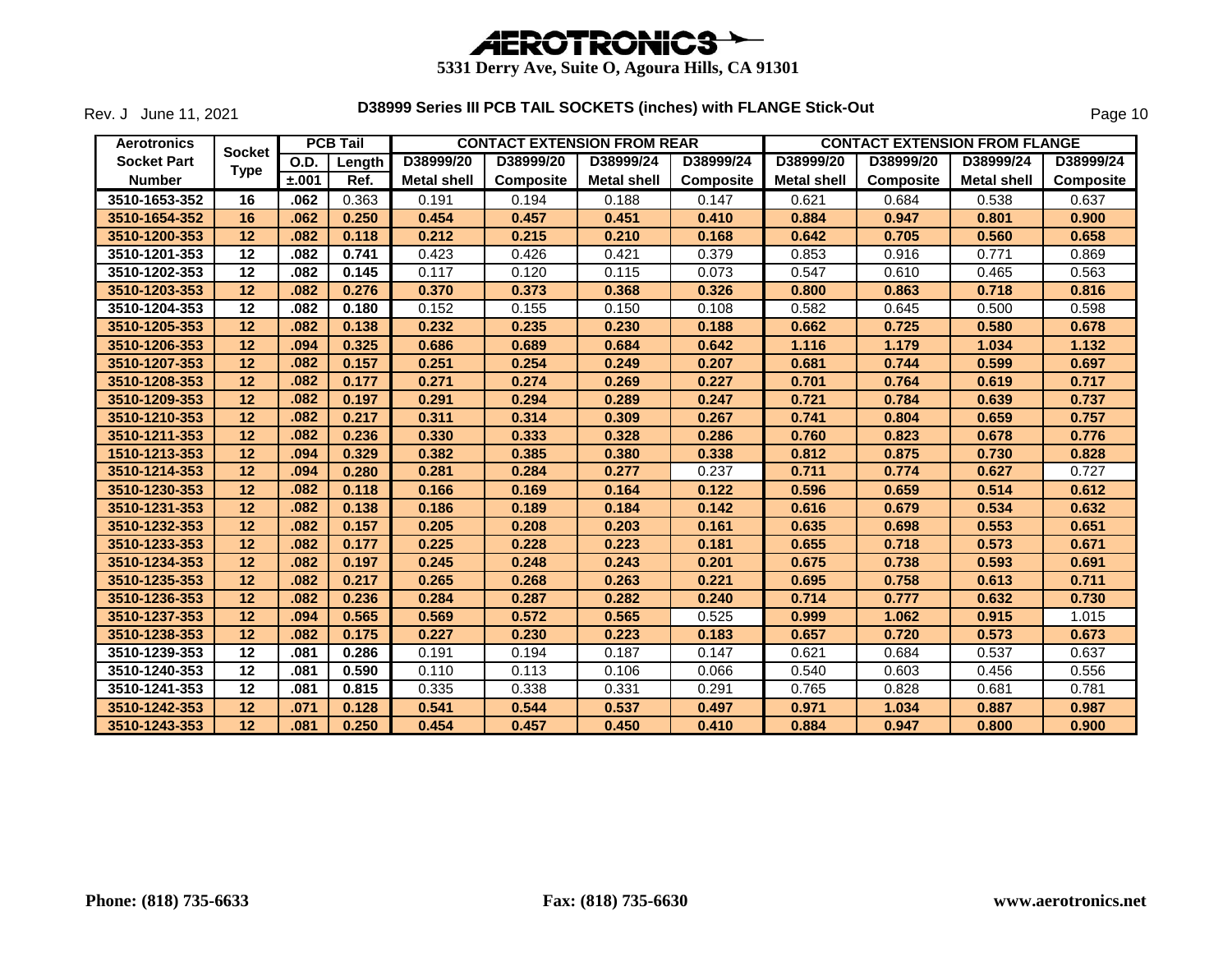# AEROTRONICS

**5331 Derry Ave, Suite O, Agoura Hills, CA 91301**

Rev. J June 11, 2021

## D38999 Series III PCB TAIL SOCKETS (inches) with FLANGE Stick-Out

| Aerotronics | Socket | PCB Tail | | CONTACT EXTENSION FROM REAR | | | | CONTACT EXTENSION FROM FLANGE | | | |
|---|---|---|---|---|---|---|---|---|---|---|---|
| Socket Part | Type | O.D. | Length | D38999/20 | D38999/20 | D38999/24 | D38999/24 | D38999/20 | D38999/20 | D38999/24 | D38999/24 |
| Number | | ±.001 | Ref. | Metal shell | Composite | Metal shell | Composite | Metal shell | Composite | Metal shell | Composite |
| 3510-1653-352 | 16 | .062 | 0.363 | 0.191 | 0.194 | 0.188 | 0.147 | 0.621 | 0.684 | 0.538 | 0.637 |
| 3510-1654-352 | 16 | .062 | 0.250 | 0.454 | 0.457 | 0.451 | 0.410 | 0.884 | 0.947 | 0.801 | 0.900 |
| 3510-1200-353 | 12 | .082 | 0.118 | 0.212 | 0.215 | 0.210 | 0.168 | 0.642 | 0.705 | 0.560 | 0.658 |
| 3510-1201-353 | 12 | .082 | 0.741 | 0.423 | 0.426 | 0.421 | 0.379 | 0.853 | 0.916 | 0.771 | 0.869 |
| 3510-1202-353 | 12 | .082 | 0.145 | 0.117 | 0.120 | 0.115 | 0.073 | 0.547 | 0.610 | 0.465 | 0.563 |
| 3510-1203-353 | 12 | .082 | 0.276 | 0.370 | 0.373 | 0.368 | 0.326 | 0.800 | 0.863 | 0.718 | 0.816 |
| 3510-1204-353 | 12 | .082 | 0.180 | 0.152 | 0.155 | 0.150 | 0.108 | 0.582 | 0.645 | 0.500 | 0.598 |
| 3510-1205-353 | 12 | .082 | 0.138 | 0.232 | 0.235 | 0.230 | 0.188 | 0.662 | 0.725 | 0.580 | 0.678 |
| 3510-1206-353 | 12 | .094 | 0.325 | 0.686 | 0.689 | 0.684 | 0.642 | 1.116 | 1.179 | 1.034 | 1.132 |
| 3510-1207-353 | 12 | .082 | 0.157 | 0.251 | 0.254 | 0.249 | 0.207 | 0.681 | 0.744 | 0.599 | 0.697 |
| 3510-1208-353 | 12 | .082 | 0.177 | 0.271 | 0.274 | 0.269 | 0.227 | 0.701 | 0.764 | 0.619 | 0.717 |
| 3510-1209-353 | 12 | .082 | 0.197 | 0.291 | 0.294 | 0.289 | 0.247 | 0.721 | 0.784 | 0.639 | 0.737 |
| 3510-1210-353 | 12 | .082 | 0.217 | 0.311 | 0.314 | 0.309 | 0.267 | 0.741 | 0.804 | 0.659 | 0.757 |
| 3510-1211-353 | 12 | .082 | 0.236 | 0.330 | 0.333 | 0.328 | 0.286 | 0.760 | 0.823 | 0.678 | 0.776 |
| 1510-1213-353 | 12 | .094 | 0.329 | 0.382 | 0.385 | 0.380 | 0.338 | 0.812 | 0.875 | 0.730 | 0.828 |
| 3510-1214-353 | 12 | .094 | 0.280 | 0.281 | 0.284 | 0.277 | 0.237 | 0.711 | 0.774 | 0.627 | 0.727 |
| 3510-1230-353 | 12 | .082 | 0.118 | 0.166 | 0.169 | 0.164 | 0.122 | 0.596 | 0.659 | 0.514 | 0.612 |
| 3510-1231-353 | 12 | .082 | 0.138 | 0.186 | 0.189 | 0.184 | 0.142 | 0.616 | 0.679 | 0.534 | 0.632 |
| 3510-1232-353 | 12 | .082 | 0.157 | 0.205 | 0.208 | 0.203 | 0.161 | 0.635 | 0.698 | 0.553 | 0.651 |
| 3510-1233-353 | 12 | .082 | 0.177 | 0.225 | 0.228 | 0.223 | 0.181 | 0.655 | 0.718 | 0.573 | 0.671 |
| 3510-1234-353 | 12 | .082 | 0.197 | 0.245 | 0.248 | 0.243 | 0.201 | 0.675 | 0.738 | 0.593 | 0.691 |
| 3510-1235-353 | 12 | .082 | 0.217 | 0.265 | 0.268 | 0.263 | 0.221 | 0.695 | 0.758 | 0.613 | 0.711 |
| 3510-1236-353 | 12 | .082 | 0.236 | 0.284 | 0.287 | 0.282 | 0.240 | 0.714 | 0.777 | 0.632 | 0.730 |
| 3510-1237-353 | 12 | .094 | 0.565 | 0.569 | 0.572 | 0.565 | 0.525 | 0.999 | 1.062 | 0.915 | 1.015 |
| 3510-1238-353 | 12 | .082 | 0.175 | 0.227 | 0.230 | 0.223 | 0.183 | 0.657 | 0.720 | 0.573 | 0.673 |
| 3510-1239-353 | 12 | .081 | 0.286 | 0.191 | 0.194 | 0.187 | 0.147 | 0.621 | 0.684 | 0.537 | 0.637 |
| 3510-1240-353 | 12 | .081 | 0.590 | 0.110 | 0.113 | 0.106 | 0.066 | 0.540 | 0.603 | 0.456 | 0.556 |
| 3510-1241-353 | 12 | .081 | 0.815 | 0.335 | 0.338 | 0.331 | 0.291 | 0.765 | 0.828 | 0.681 | 0.781 |
| 3510-1242-353 | 12 | .071 | 0.128 | 0.541 | 0.544 | 0.537 | 0.497 | 0.971 | 1.034 | 0.887 | 0.987 |
| 3510-1243-353 | 12 | .081 | 0.250 | 0.454 | 0.457 | 0.450 | 0.410 | 0.884 | 0.947 | 0.800 | 0.900 |

**Phone: (818) 735-6633** **Fax: (818) 735-6630** **www.aerotronics.net**